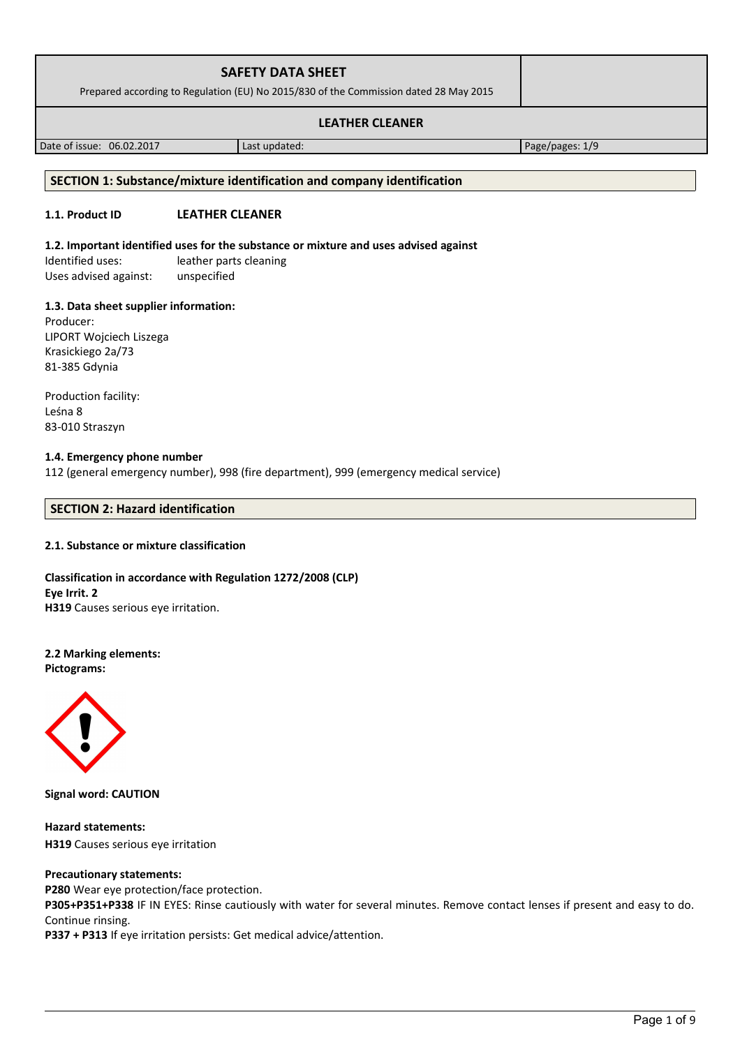| SAFETY DATA SHEET<br>Prepared according to Regulation (EU) No 2015/830 of the Commission dated 28 May 2015 | | |
|---|---|---|
| **LEATHER CLEANER** | | |
| Date of issue: 06.02.2017 | Last updated: | Page/pages: 1/9 |

## SECTION 1: Substance/mixture identification and company identification

**1.1. Product ID** **LEATHER CLEANER**

**1.2. Important identified uses for the substance or mixture and uses advised against**

Identified uses: leather parts cleaning
Uses advised against: unspecified

**1.3. Data sheet supplier information:**

Producer:
LIPORT Wojciech Liszega
Krasickiego 2a/73
81-385 Gdynia

Production facility:
Leśna 8
83-010 Straszyn

**1.4. Emergency phone number**

112 (general emergency number), 998 (fire department), 999 (emergency medical service)

## SECTION 2: Hazard identification

**2.1. Substance or mixture classification**

**Classification in accordance with Regulation 1272/2008 (CLP)**
**Eye Irrit. 2**
**H319** Causes serious eye irritation.

**2.2 Marking elements:**
**Pictograms:**

**Signal word: CAUTION**

**Hazard statements:**
**H319** Causes serious eye irritation

**Precautionary statements:**
**P280** Wear eye protection/face protection.
**P305+P351+P338** IF IN EYES: Rinse cautiously with water for several minutes. Remove contact lenses if present and easy to do. Continue rinsing.
**P337 + P313** If eye irritation persists: Get medical advice/attention.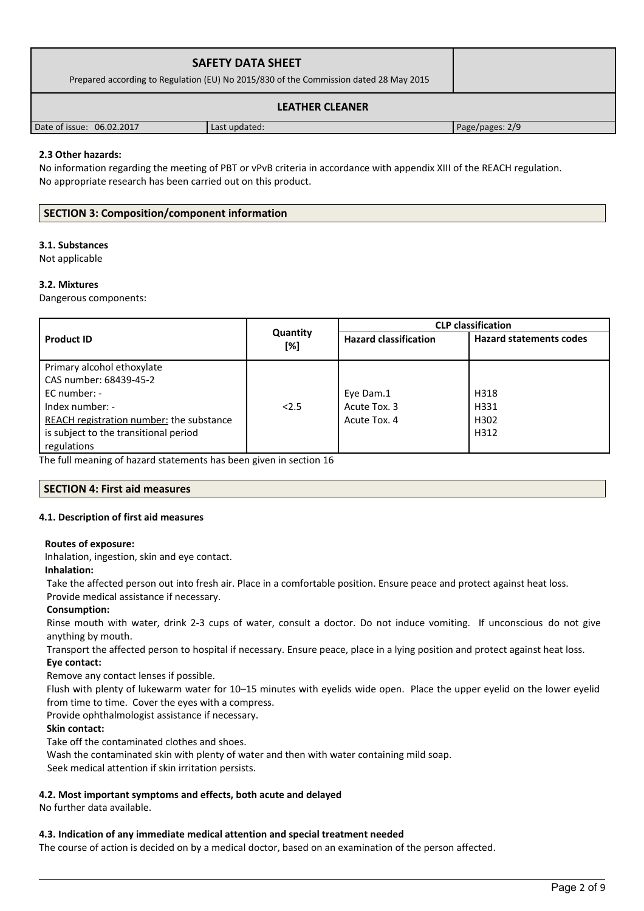### 2.3 Other hazards:

No information regarding the meeting of PBT or vPvB criteria in accordance with appendix XIII of the REACH regulation.
No appropriate research has been carried out on this product.

## SECTION 3: Composition/component information

### 3.1. Substances

Not applicable

### 3.2. Mixtures

Dangerous components:

| Product ID | Quantity [%] | CLP classification | |
|---|---|---|---|
| | | Hazard classification | Hazard statements codes |
| Primary alcohol ethoxylate<br>CAS number: 68439-45-2<br>EC number: -<br>Index number: -<br>REACH registration number: the substance is subject to the transitional period regulations | <2.5 | Eye Dam.1<br>Acute Tox. 3<br>Acute Tox. 4 | H318<br>H331<br>H302<br>H312 |

The full meaning of hazard statements has been given in section 16

## SECTION 4: First aid measures

### 4.1. Description of first aid measures

**Routes of exposure:**

Inhalation, ingestion, skin and eye contact.

**Inhalation:**

Take the affected person out into fresh air. Place in a comfortable position. Ensure peace and protect against heat loss. Provide medical assistance if necessary.

**Consumption:**

Rinse mouth with water, drink 2-3 cups of water, consult a doctor. Do not induce vomiting. If unconscious do not give anything by mouth.

Transport the affected person to hospital if necessary. Ensure peace, place in a lying position and protect against heat loss.

**Eye contact:**

Remove any contact lenses if possible.

Flush with plenty of lukewarm water for 10–15 minutes with eyelids wide open. Place the upper eyelid on the lower eyelid from time to time. Cover the eyes with a compress.

Provide ophthalmologist assistance if necessary.

**Skin contact:**

Take off the contaminated clothes and shoes.

Wash the contaminated skin with plenty of water and then with water containing mild soap.

Seek medical attention if skin irritation persists.

### 4.2. Most important symptoms and effects, both acute and delayed

No further data available.

### 4.3. Indication of any immediate medical attention and special treatment needed

The course of action is decided on by a medical doctor, based on an examination of the person affected.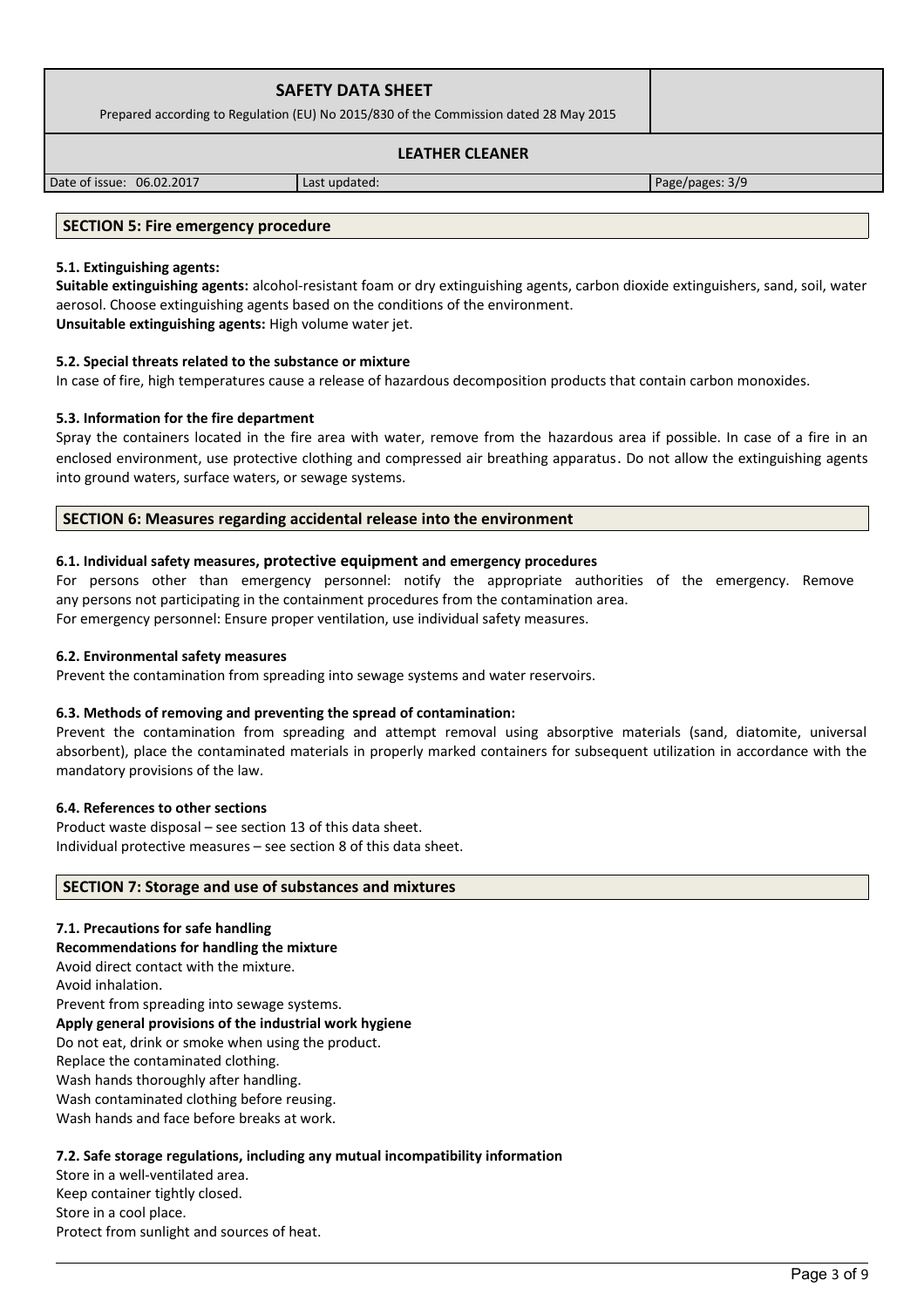## SECTION 5: Fire emergency procedure

### 5.1. Extinguishing agents:

**Suitable extinguishing agents:** alcohol-resistant foam or dry extinguishing agents, carbon dioxide extinguishers, sand, soil, water aerosol. Choose extinguishing agents based on the conditions of the environment.
**Unsuitable extinguishing agents:** High volume water jet.

### 5.2. Special threats related to the substance or mixture

In case of fire, high temperatures cause a release of hazardous decomposition products that contain carbon monoxides.

### 5.3. Information for the fire department

Spray the containers located in the fire area with water, remove from the hazardous area if possible. In case of a fire in an enclosed environment, use protective clothing and compressed air breathing apparatus. Do not allow the extinguishing agents into ground waters, surface waters, or sewage systems.

## SECTION 6: Measures regarding accidental release into the environment

### 6.1. Individual safety measures, protective equipment and emergency procedures

For persons other than emergency personnel: notify the appropriate authorities of the emergency. Remove any persons not participating in the containment procedures from the contamination area.
For emergency personnel: Ensure proper ventilation, use individual safety measures.

### 6.2. Environmental safety measures

Prevent the contamination from spreading into sewage systems and water reservoirs.

### 6.3. Methods of removing and preventing the spread of contamination:

Prevent the contamination from spreading and attempt removal using absorptive materials (sand, diatomite, universal absorbent), place the contaminated materials in properly marked containers for subsequent utilization in accordance with the mandatory provisions of the law.

### 6.4. References to other sections

Product waste disposal – see section 13 of this data sheet.
Individual protective measures – see section 8 of this data sheet.

## SECTION 7: Storage and use of substances and mixtures

### 7.1. Precautions for safe handling

**Recommendations for handling the mixture**
Avoid direct contact with the mixture.
Avoid inhalation.
Prevent from spreading into sewage systems.
**Apply general provisions of the industrial work hygiene**
Do not eat, drink or smoke when using the product.
Replace the contaminated clothing.
Wash hands thoroughly after handling.
Wash contaminated clothing before reusing.
Wash hands and face before breaks at work.

### 7.2. Safe storage regulations, including any mutual incompatibility information

Store in a well-ventilated area.
Keep container tightly closed.
Store in a cool place.
Protect from sunlight and sources of heat.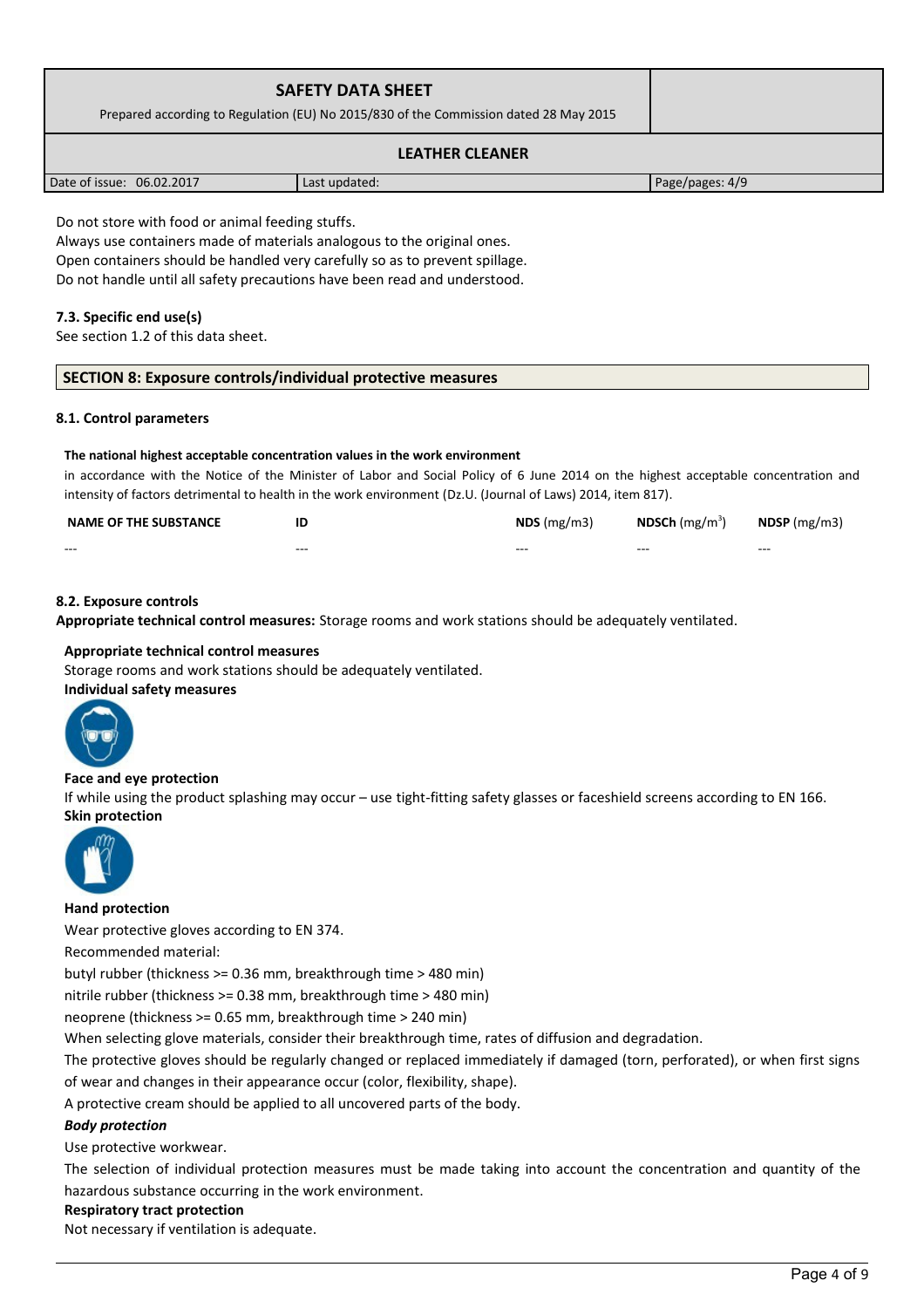Do not store with food or animal feeding stuffs.
Always use containers made of materials analogous to the original ones.
Open containers should be handled very carefully so as to prevent spillage.
Do not handle until all safety precautions have been read and understood.

### 7.3. Specific end use(s)

See section 1.2 of this data sheet.

## SECTION 8: Exposure controls/individual protective measures

### 8.1. Control parameters

**The national highest acceptable concentration values in the work environment**

in accordance with the Notice of the Minister of Labor and Social Policy of 6 June 2014 on the highest acceptable concentration and intensity of factors detrimental to health in the work environment (Dz.U. (Journal of Laws) 2014, item 817).

| NAME OF THE SUBSTANCE | ID | NDS (mg/m3) | NDSCh ($mg/m^3$) | NDSP (mg/m3) |
| --- | --- | --- | --- | --- |
| --- | --- | --- | --- | --- |

### 8.2. Exposure controls

**Appropriate technical control measures:** Storage rooms and work stations should be adequately ventilated.

**Appropriate technical control measures**

Storage rooms and work stations should be adequately ventilated.

**Individual safety measures**

**Face and eye protection**

If while using the product splashing may occur – use tight-fitting safety glasses or faceshield screens according to EN 166.

**Skin protection**

**Hand protection**

Wear protective gloves according to EN 374.

Recommended material:

butyl rubber (thickness >= 0.36 mm, breakthrough time > 480 min)

nitrile rubber (thickness >= 0.38 mm, breakthrough time > 480 min)

neoprene (thickness >= 0.65 mm, breakthrough time > 240 min)

When selecting glove materials, consider their breakthrough time, rates of diffusion and degradation.

The protective gloves should be regularly changed or replaced immediately if damaged (torn, perforated), or when first signs of wear and changes in their appearance occur (color, flexibility, shape).

A protective cream should be applied to all uncovered parts of the body.

***Body protection***

Use protective workwear.

The selection of individual protection measures must be made taking into account the concentration and quantity of the hazardous substance occurring in the work environment.

**Respiratory tract protection**

Not necessary if ventilation is adequate.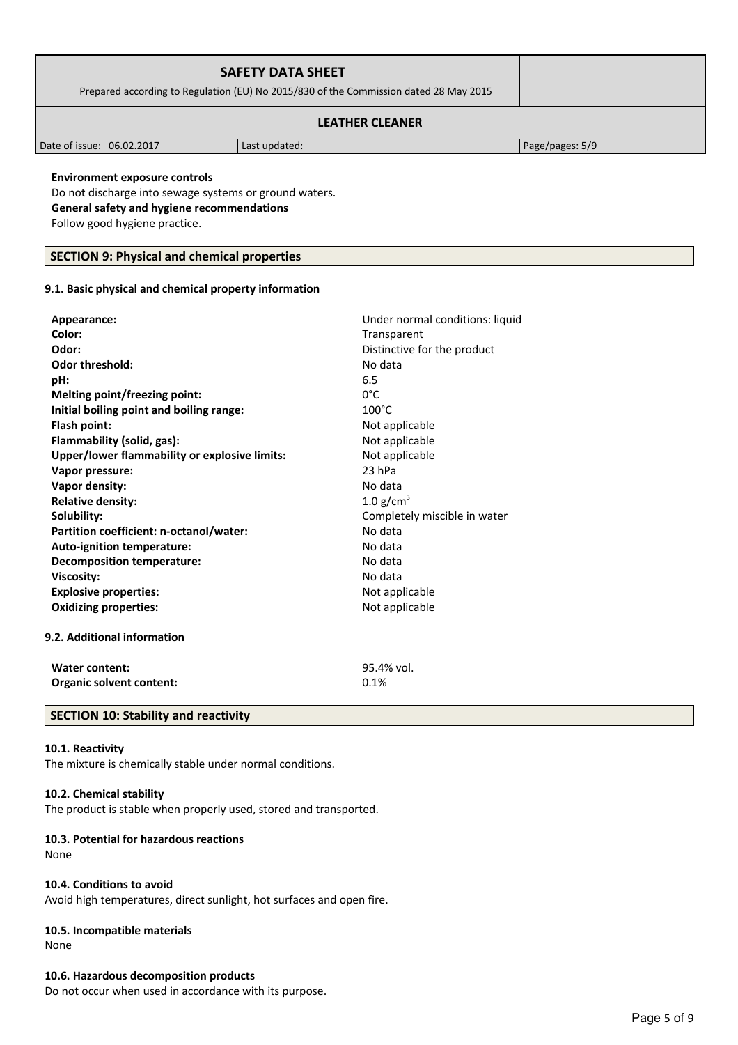**Environment exposure controls**

Do not discharge into sewage systems or ground waters.

**General safety and hygiene recommendations**

Follow good hygiene practice.

## SECTION 9: Physical and chemical properties

### 9.1. Basic physical and chemical property information

| | |
|---|---|
| **Appearance:** | Under normal conditions: liquid |
| **Color:** | Transparent |
| **Odor:** | Distinctive for the product |
| **Odor threshold:** | No data |
| **pH:** | 6.5 |
| **Melting point/freezing point:** | 0°C |
| **Initial boiling point and boiling range:** | 100°C |
| **Flash point:** | Not applicable |
| **Flammability (solid, gas):** | Not applicable |
| **Upper/lower flammability or explosive limits:** | Not applicable |
| **Vapor pressure:** | 23 hPa |
| **Vapor density:** | No data |
| **Relative density:** | 1.0 $g/cm^3$ |
| **Solubility:** | Completely miscible in water |
| **Partition coefficient: n-octanol/water:** | No data |
| **Auto-ignition temperature:** | No data |
| **Decomposition temperature:** | No data |
| **Viscosity:** | No data |
| **Explosive properties:** | Not applicable |
| **Oxidizing properties:** | Not applicable |

### 9.2. Additional information

| | |
|---|---|
| **Water content:** | 95.4% vol. |
| **Organic solvent content:** | 0.1% |

## SECTION 10: Stability and reactivity

### 10.1. Reactivity

The mixture is chemically stable under normal conditions.

### 10.2. Chemical stability

The product is stable when properly used, stored and transported.

### 10.3. Potential for hazardous reactions

None

### 10.4. Conditions to avoid

Avoid high temperatures, direct sunlight, hot surfaces and open fire.

### 10.5. Incompatible materials

None

### 10.6. Hazardous decomposition products

Do not occur when used in accordance with its purpose.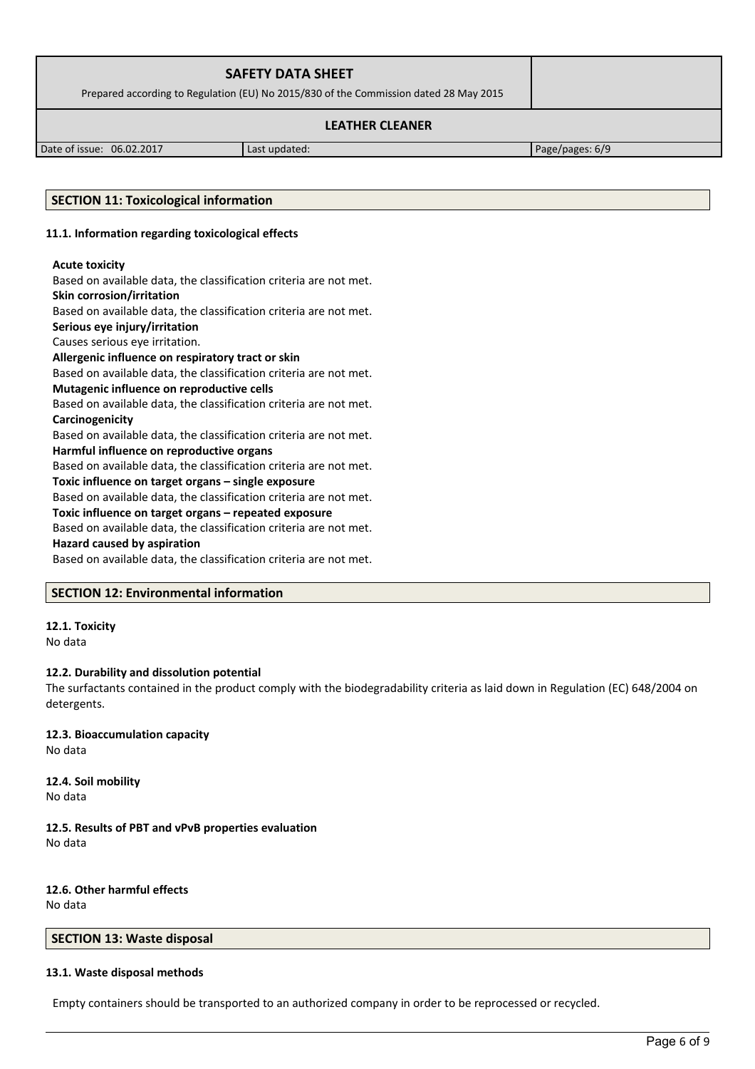## SECTION 11: Toxicological information

### 11.1. Information regarding toxicological effects

**Acute toxicity**
Based on available data, the classification criteria are not met.
**Skin corrosion/irritation**
Based on available data, the classification criteria are not met.
**Serious eye injury/irritation**
Causes serious eye irritation.
**Allergenic influence on respiratory tract or skin**
Based on available data, the classification criteria are not met.
**Mutagenic influence on reproductive cells**
Based on available data, the classification criteria are not met.
**Carcinogenicity**
Based on available data, the classification criteria are not met.
**Harmful influence on reproductive organs**
Based on available data, the classification criteria are not met.
**Toxic influence on target organs – single exposure**
Based on available data, the classification criteria are not met.
**Toxic influence on target organs – repeated exposure**
Based on available data, the classification criteria are not met.
**Hazard caused by aspiration**
Based on available data, the classification criteria are not met.

## SECTION 12: Environmental information

### 12.1. Toxicity

No data

### 12.2. Durability and dissolution potential

The surfactants contained in the product comply with the biodegradability criteria as laid down in Regulation (EC) 648/2004 on detergents.

### 12.3. Bioaccumulation capacity

No data

### 12.4. Soil mobility

No data

### 12.5. Results of PBT and vPvB properties evaluation

No data

### 12.6. Other harmful effects

No data

## SECTION 13: Waste disposal

### 13.1. Waste disposal methods

Empty containers should be transported to an authorized company in order to be reprocessed or recycled.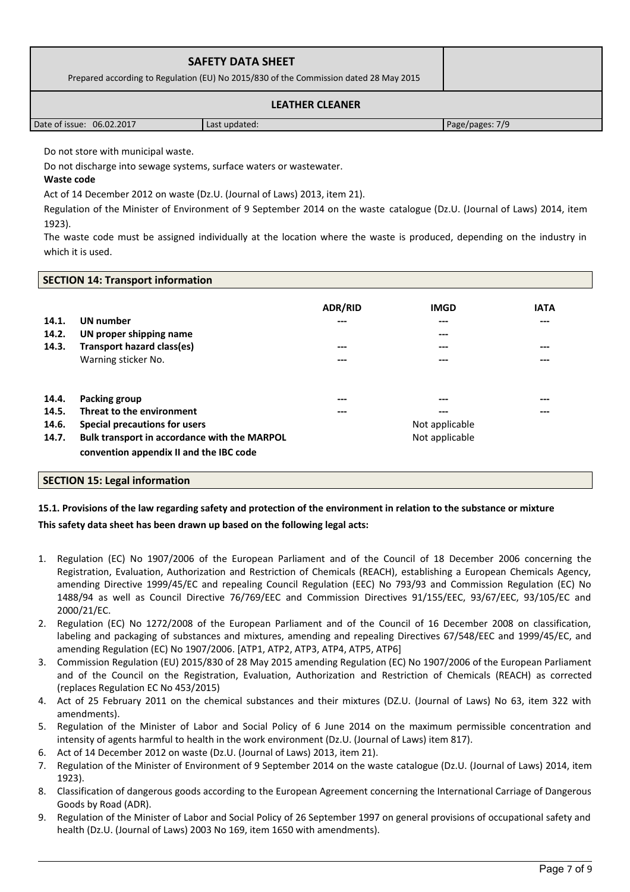Do not store with municipal waste.

Do not discharge into sewage systems, surface waters or wastewater.

**Waste code**

Act of 14 December 2012 on waste (Dz.U. (Journal of Laws) 2013, item 21).

Regulation of the Minister of Environment of 9 September 2014 on the waste catalogue (Dz.U. (Journal of Laws) 2014, item 1923).

The waste code must be assigned individually at the location where the waste is produced, depending on the industry in which it is used.

## SECTION 14: Transport information

| | | ADR/RID | IMGD | IATA |
|---|---|---|---|---|
| **14.1.** | **UN number** | --- | --- | --- |
| **14.2.** | **UN proper shipping name** | | --- | |
| **14.3.** | **Transport hazard class(es)** | --- | --- | --- |
| | Warning sticker No. | --- | --- | --- |
| **14.4.** | **Packing group** | --- | --- | --- |
| **14.5.** | **Threat to the environment** | --- | --- | --- |
| **14.6.** | **Special precautions for users** | | Not applicable | |
| **14.7.** | **Bulk transport in accordance with the MARPOL convention appendix II and the IBC code** | | Not applicable | |

## SECTION 15: Legal information

**15.1. Provisions of the law regarding safety and protection of the environment in relation to the substance or mixture**

**This safety data sheet has been drawn up based on the following legal acts:**

1. Regulation (EC) No 1907/2006 of the European Parliament and of the Council of 18 December 2006 concerning the Registration, Evaluation, Authorization and Restriction of Chemicals (REACH), establishing a European Chemicals Agency, amending Directive 1999/45/EC and repealing Council Regulation (EEC) No 793/93 and Commission Regulation (EC) No 1488/94 as well as Council Directive 76/769/EEC and Commission Directives 91/155/EEC, 93/67/EEC, 93/105/EC and 2000/21/EC.
2. Regulation (EC) No 1272/2008 of the European Parliament and of the Council of 16 December 2008 on classification, labeling and packaging of substances and mixtures, amending and repealing Directives 67/548/EEC and 1999/45/EC, and amending Regulation (EC) No 1907/2006. [ATP1, ATP2, ATP3, ATP4, ATP5, ATP6]
3. Commission Regulation (EU) 2015/830 of 28 May 2015 amending Regulation (EC) No 1907/2006 of the European Parliament and of the Council on the Registration, Evaluation, Authorization and Restriction of Chemicals (REACH) as corrected (replaces Regulation EC No 453/2015)
4. Act of 25 February 2011 on the chemical substances and their mixtures (DZ.U. (Journal of Laws) No 63, item 322 with amendments).
5. Regulation of the Minister of Labor and Social Policy of 6 June 2014 on the maximum permissible concentration and intensity of agents harmful to health in the work environment (Dz.U. (Journal of Laws) item 817).
6. Act of 14 December 2012 on waste (Dz.U. (Journal of Laws) 2013, item 21).
7. Regulation of the Minister of Environment of 9 September 2014 on the waste catalogue (Dz.U. (Journal of Laws) 2014, item 1923).
8. Classification of dangerous goods according to the European Agreement concerning the International Carriage of Dangerous Goods by Road (ADR).
9. Regulation of the Minister of Labor and Social Policy of 26 September 1997 on general provisions of occupational safety and health (Dz.U. (Journal of Laws) 2003 No 169, item 1650 with amendments).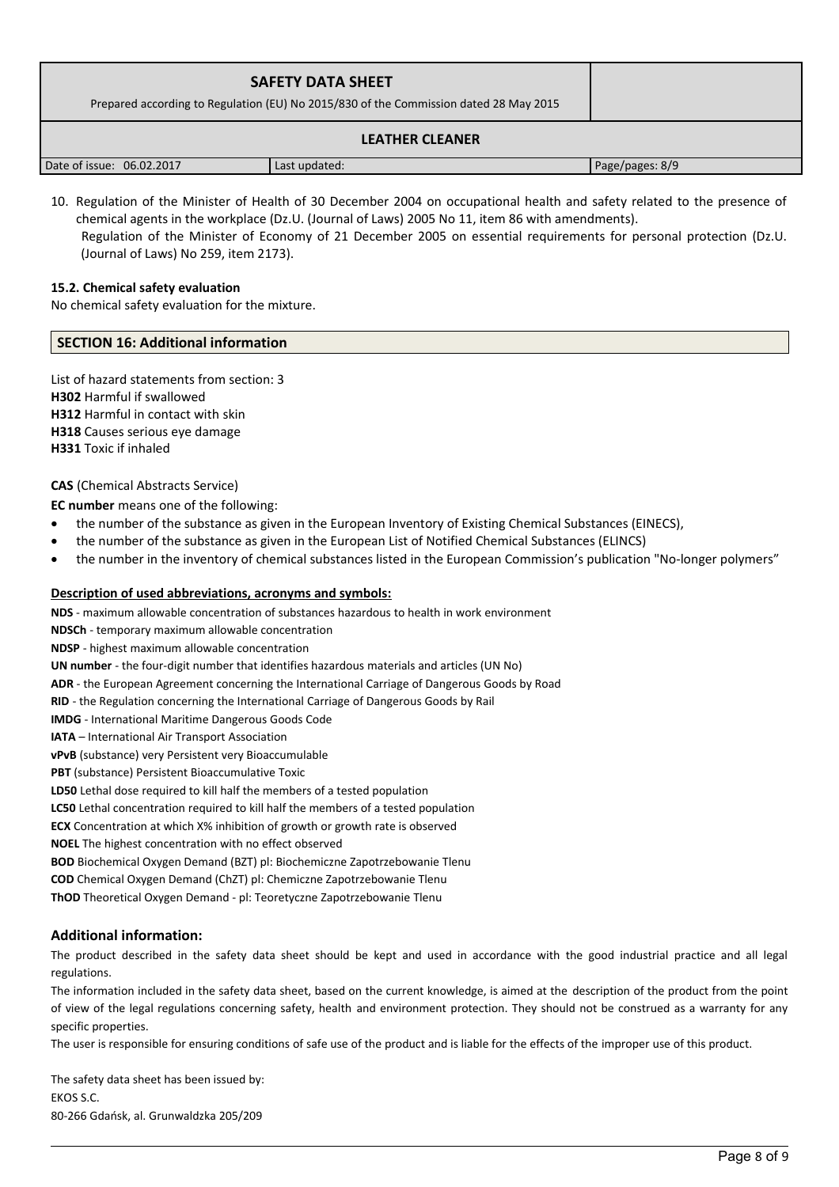10. Regulation of the Minister of Health of 30 December 2004 on occupational health and safety related to the presence of chemical agents in the workplace (Dz.U. (Journal of Laws) 2005 No 11, item 86 with amendments).
    Regulation of the Minister of Economy of 21 December 2005 on essential requirements for personal protection (Dz.U. (Journal of Laws) No 259, item 2173).

**15.2. Chemical safety evaluation**

No chemical safety evaluation for the mixture.

## SECTION 16: Additional information

List of hazard statements from section: 3

**H302** Harmful if swallowed
**H312** Harmful in contact with skin
**H318** Causes serious eye damage
**H331** Toxic if inhaled

**CAS** (Chemical Abstracts Service)

**EC number** means one of the following:

- the number of the substance as given in the European Inventory of Existing Chemical Substances (EINECS),
- the number of the substance as given in the European List of Notified Chemical Substances (ELINCS)
- the number in the inventory of chemical substances listed in the European Commission's publication "No-longer polymers"

**Description of used abbreviations, acronyms and symbols:**

**NDS** - maximum allowable concentration of substances hazardous to health in work environment
**NDSCh** - temporary maximum allowable concentration
**NDSP** - highest maximum allowable concentration
**UN number** - the four-digit number that identifies hazardous materials and articles (UN No)
**ADR** - the European Agreement concerning the International Carriage of Dangerous Goods by Road
**RID** - the Regulation concerning the International Carriage of Dangerous Goods by Rail
**IMDG** - International Maritime Dangerous Goods Code
**IATA** – International Air Transport Association
**vPvB** (substance) very Persistent very Bioaccumulable
**PBT** (substance) Persistent Bioaccumulative Toxic
**LD50** Lethal dose required to kill half the members of a tested population
**LC50** Lethal concentration required to kill half the members of a tested population
**ECX** Concentration at which X% inhibition of growth or growth rate is observed
**NOEL** The highest concentration with no effect observed
**BOD** Biochemical Oxygen Demand (BZT) pl: Biochemiczne Zapotrzebowanie Tlenu
**COD** Chemical Oxygen Demand (ChZT) pl: Chemiczne Zapotrzebowanie Tlenu
**ThOD** Theoretical Oxygen Demand - pl: Teoretyczne Zapotrzebowanie Tlenu

### Additional information:

The product described in the safety data sheet should be kept and used in accordance with the good industrial practice and all legal regulations.

The information included in the safety data sheet, based on the current knowledge, is aimed at the description of the product from the point of view of the legal regulations concerning safety, health and environment protection. They should not be construed as a warranty for any specific properties.

The user is responsible for ensuring conditions of safe use of the product and is liable for the effects of the improper use of this product.

The safety data sheet has been issued by:
EKOS S.C.
80-266 Gdańsk, al. Grunwaldzka 205/209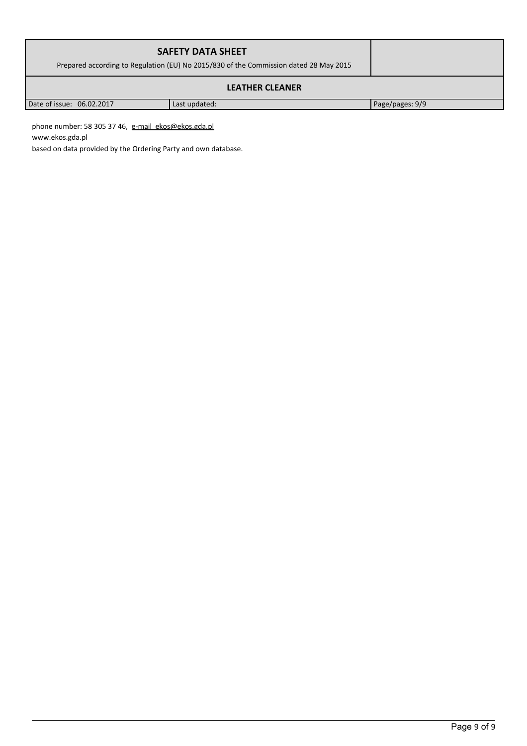phone number: 58 305 37 46, e-mail ekos@ekos.gda.pl

www.ekos.gda.pl

based on data provided by the Ordering Party and own database.